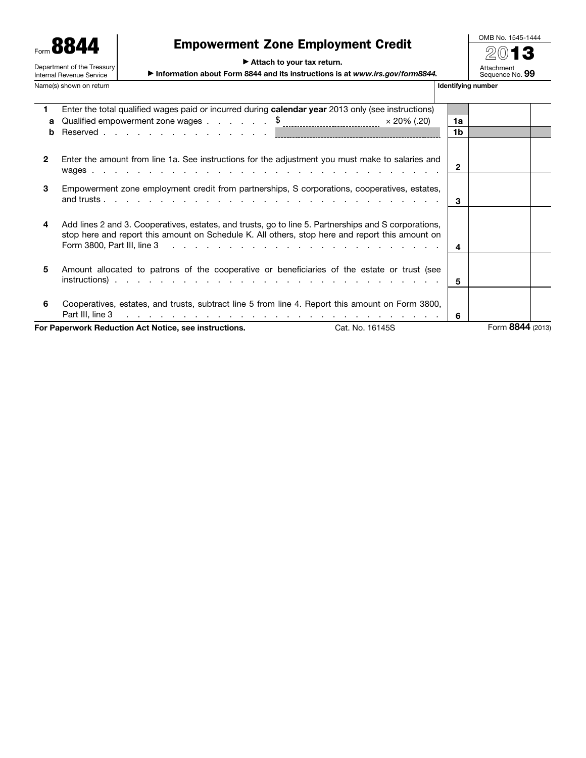Form **8844**

Department of the Treasury
Internal Revenue Service

# Empowerment Zone Employment Credit

▶ Attach to your tax return.

▶ Information about Form 8844 and its instructions is at *www.irs.gov/form8844.*

OMB No. 1545-1444

2013

Attachment Sequence No. **99**

Name(s) shown on return | **Identifying number**

| | | | |
|---|---|---|---|
| **1** | Enter the total qualified wages paid or incurred during **calendar year** 2013 only (see instructions) | | |
| **a** | Qualified empowerment zone wages . . . . . . $ ______________ × 20% (.20) | **1a** | |
| **b** | Reserved . . . . . . . . . . . . . . . | **1b** | |
| **2** | Enter the amount from line 1a. See instructions for the adjustment you must make to salaries and wages . . . . . . . . . . . . . . . . . . . . . . . . . . . . . . . | **2** | |
| **3** | Empowerment zone employment credit from partnerships, S corporations, cooperatives, estates, and trusts . . . . . . . . . . . . . . . . . . . . . . . . . . . . . | **3** | |
| **4** | Add lines 2 and 3. Cooperatives, estates, and trusts, go to line 5. Partnerships and S corporations, stop here and report this amount on Schedule K. All others, stop here and report this amount on Form 3800, Part III, line 3 . . . . . . . . . . . . . . . . . . . . . . . . . . | **4** | |
| **5** | Amount allocated to patrons of the cooperative or beneficiaries of the estate or trust (see instructions) . . . . . . . . . . . . . . . . . . . . . . . . . . . . . . . | **5** | |
| **6** | Cooperatives, estates, and trusts, subtract line 5 from line 4. Report this amount on Form 3800, Part III, line 3 . . . . . . . . . . . . . . . . . . . . . . . . . . . . | **6** | |

**For Paperwork Reduction Act Notice, see instructions.** Cat. No. 16145S Form **8844** (2013)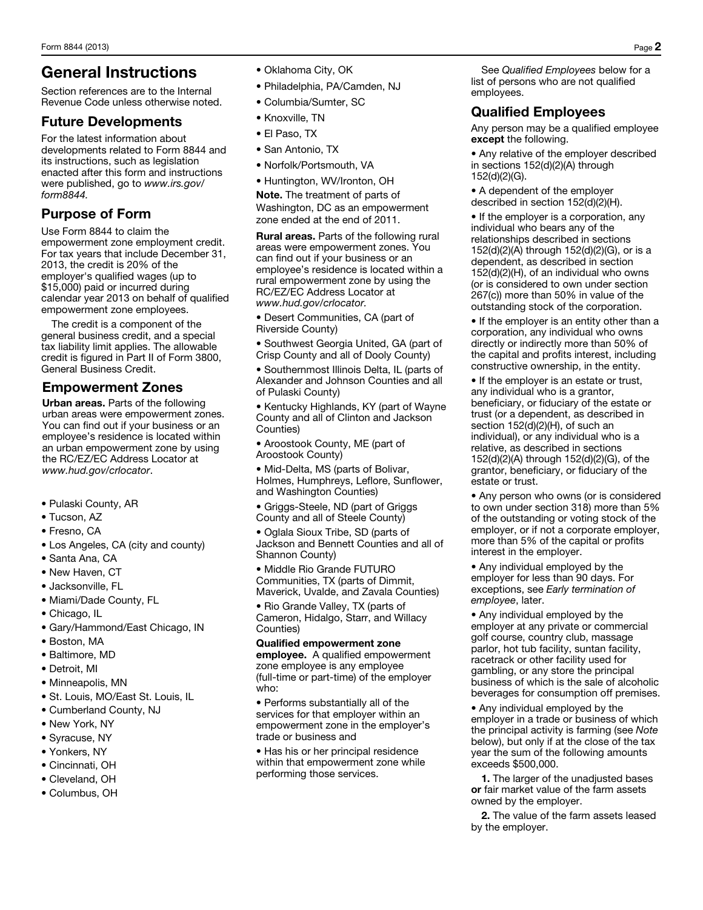## General Instructions

Section references are to the Internal Revenue Code unless otherwise noted.

### Future Developments

For the latest information about developments related to Form 8844 and its instructions, such as legislation enacted after this form and instructions were published, go to *www.irs.gov/form8844.*

### Purpose of Form

Use Form 8844 to claim the empowerment zone employment credit. For tax years that include December 31, 2013, the credit is 20% of the employer's qualified wages (up to $15,000) paid or incurred during calendar year 2013 on behalf of qualified empowerment zone employees.

The credit is a component of the general business credit, and a special tax liability limit applies. The allowable credit is figured in Part II of Form 3800, General Business Credit.

### Empowerment Zones

**Urban areas.** Parts of the following urban areas were empowerment zones. You can find out if your business or an employee's residence is located within an urban empowerment zone by using the RC/EZ/EC Address Locator at *www.hud.gov/crlocator*.

- Pulaski County, AR
- Tucson, AZ
- Fresno, CA
- Los Angeles, CA (city and county)
- Santa Ana, CA
- New Haven, CT
- Jacksonville, FL
- Miami/Dade County, FL
- Chicago, IL
- Gary/Hammond/East Chicago, IN
- Boston, MA
- Baltimore, MD
- Detroit, MI
- Minneapolis, MN
- St. Louis, MO/East St. Louis, IL
- Cumberland County, NJ
- New York, NY
- Syracuse, NY
- Yonkers, NY
- Cincinnati, OH
- Cleveland, OH
- Columbus, OH
- Oklahoma City, OK
- Philadelphia, PA/Camden, NJ
- Columbia/Sumter, SC
- Knoxville, TN
- El Paso, TX
- San Antonio, TX
- Norfolk/Portsmouth, VA
- Huntington, WV/Ironton, OH

**Note.** The treatment of parts of Washington, DC as an empowerment zone ended at the end of 2011.

**Rural areas.** Parts of the following rural areas were empowerment zones. You can find out if your business or an employee's residence is located within a rural empowerment zone by using the RC/EZ/EC Address Locator at *www.hud.gov/crlocator.*

- Desert Communities, CA (part of Riverside County)
- Southwest Georgia United, GA (part of Crisp County and all of Dooly County)
- Southernmost Illinois Delta, IL (parts of Alexander and Johnson Counties and all of Pulaski County)
- Kentucky Highlands, KY (part of Wayne County and all of Clinton and Jackson Counties)
- Aroostook County, ME (part of Aroostook County)
- Mid-Delta, MS (parts of Bolivar, Holmes, Humphreys, Leflore, Sunflower, and Washington Counties)
- Griggs-Steele, ND (part of Griggs County and all of Steele County)
- Oglala Sioux Tribe, SD (parts of Jackson and Bennett Counties and all of Shannon County)
- Middle Rio Grande FUTURO Communities, TX (parts of Dimmit, Maverick, Uvalde, and Zavala Counties)
- Rio Grande Valley, TX (parts of Cameron, Hidalgo, Starr, and Willacy Counties)

**Qualified empowerment zone employee.** A qualified empowerment zone employee is any employee (full-time or part-time) of the employer who:

- Performs substantially all of the services for that employer within an empowerment zone in the employer's trade or business and
- Has his or her principal residence within that empowerment zone while performing those services.

See *Qualified Employees* below for a list of persons who are not qualified employees.

### Qualified Employees

Any person may be a qualified employee **except** the following.

- Any relative of the employer described in sections 152(d)(2)(A) through 152(d)(2)(G).
- A dependent of the employer described in section 152(d)(2)(H).
- If the employer is a corporation, any individual who bears any of the relationships described in sections 152(d)(2)(A) through 152(d)(2)(G), or is a dependent, as described in section 152(d)(2)(H), of an individual who owns (or is considered to own under section 267(c)) more than 50% in value of the outstanding stock of the corporation.
- If the employer is an entity other than a corporation, any individual who owns directly or indirectly more than 50% of the capital and profits interest, including constructive ownership, in the entity.
- If the employer is an estate or trust, any individual who is a grantor, beneficiary, or fiduciary of the estate or trust (or a dependent, as described in section 152(d)(2)(H), of such an individual), or any individual who is a relative, as described in sections 152(d)(2)(A) through 152(d)(2)(G), of the grantor, beneficiary, or fiduciary of the estate or trust.
- Any person who owns (or is considered to own under section 318) more than 5% of the outstanding or voting stock of the employer, or if not a corporate employer, more than 5% of the capital or profits interest in the employer.
- Any individual employed by the employer for less than 90 days. For exceptions, see *Early termination of employee*, later.
- Any individual employed by the employer at any private or commercial golf course, country club, massage parlor, hot tub facility, suntan facility, racetrack or other facility used for gambling, or any store the principal business of which is the sale of alcoholic beverages for consumption off premises.
- Any individual employed by the employer in a trade or business of which the principal activity is farming (see *Note* below), but only if at the close of the tax year the sum of the following amounts exceeds $500,000.

**1.** The larger of the unadjusted bases **or** fair market value of the farm assets owned by the employer.

**2.** The value of the farm assets leased by the employer.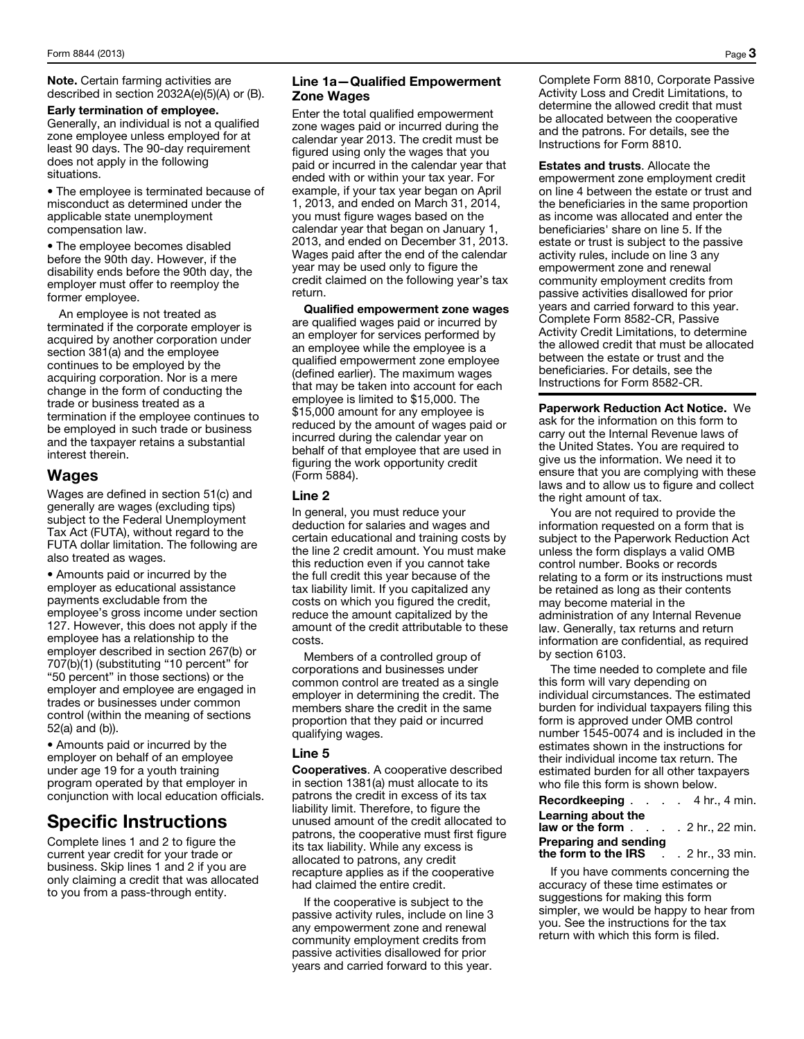**Note.** Certain farming activities are described in section 2032A(e)(5)(A) or (B).

**Early termination of employee.** Generally, an individual is not a qualified zone employee unless employed for at least 90 days. The 90-day requirement does not apply in the following situations.

- The employee is terminated because of misconduct as determined under the applicable state unemployment compensation law.
- The employee becomes disabled before the 90th day. However, if the disability ends before the 90th day, the employer must offer to reemploy the former employee.

An employee is not treated as terminated if the corporate employer is acquired by another corporation under section 381(a) and the employee continues to be employed by the acquiring corporation. Nor is a mere change in the form of conducting the trade or business treated as a termination if the employee continues to be employed in such trade or business and the taxpayer retains a substantial interest therein.

## Wages

Wages are defined in section 51(c) and generally are wages (excluding tips) subject to the Federal Unemployment Tax Act (FUTA), without regard to the FUTA dollar limitation. The following are also treated as wages.

- Amounts paid or incurred by the employer as educational assistance payments excludable from the employee's gross income under section 127. However, this does not apply if the employee has a relationship to the employer described in section 267(b) or 707(b)(1) (substituting "10 percent" for "50 percent" in those sections) or the employer and employee are engaged in trades or businesses under common control (within the meaning of sections 52(a) and (b)).
- Amounts paid or incurred by the employer on behalf of an employee under age 19 for a youth training program operated by that employer in conjunction with local education officials.

# Specific Instructions

Complete lines 1 and 2 to figure the current year credit for your trade or business. Skip lines 1 and 2 if you are only claiming a credit that was allocated to you from a pass-through entity.

### Line 1a—Qualified Empowerment Zone Wages

Enter the total qualified empowerment zone wages paid or incurred during the calendar year 2013. The credit must be figured using only the wages that you paid or incurred in the calendar year that ended with or within your tax year. For example, if your tax year began on April 1, 2013, and ended on March 31, 2014, you must figure wages based on the calendar year that began on January 1, 2013, and ended on December 31, 2013. Wages paid after the end of the calendar year may be used only to figure the credit claimed on the following year's tax return.

**Qualified empowerment zone wages** are qualified wages paid or incurred by an employer for services performed by an employee while the employee is a qualified empowerment zone employee (defined earlier). The maximum wages that may be taken into account for each employee is limited to $15,000. The $15,000 amount for any employee is reduced by the amount of wages paid or incurred during the calendar year on behalf of that employee that are used in figuring the work opportunity credit (Form 5884).

### Line 2

In general, you must reduce your deduction for salaries and wages and certain educational and training costs by the line 2 credit amount. You must make this reduction even if you cannot take the full credit this year because of the tax liability limit. If you capitalized any costs on which you figured the credit, reduce the amount capitalized by the amount of the credit attributable to these costs.

Members of a controlled group of corporations and businesses under common control are treated as a single employer in determining the credit. The members share the credit in the same proportion that they paid or incurred qualifying wages.

### Line 5

**Cooperatives**. A cooperative described in section 1381(a) must allocate to its patrons the credit in excess of its tax liability limit. Therefore, to figure the unused amount of the credit allocated to patrons, the cooperative must first figure its tax liability. While any excess is allocated to patrons, any credit recapture applies as if the cooperative had claimed the entire credit.

If the cooperative is subject to the passive activity rules, include on line 3 any empowerment zone and renewal community employment credits from passive activities disallowed for prior years and carried forward to this year. Complete Form 8810, Corporate Passive Activity Loss and Credit Limitations, to determine the allowed credit that must be allocated between the cooperative and the patrons. For details, see the Instructions for Form 8810.

**Estates and trusts**. Allocate the empowerment zone employment credit on line 4 between the estate or trust and the beneficiaries in the same proportion as income was allocated and enter the beneficiaries' share on line 5. If the estate or trust is subject to the passive activity rules, include on line 3 any empowerment zone and renewal community employment credits from passive activities disallowed for prior years and carried forward to this year. Complete Form 8582-CR, Passive Activity Credit Limitations, to determine the allowed credit that must be allocated between the estate or trust and the beneficiaries. For details, see the Instructions for Form 8582-CR.

**Paperwork Reduction Act Notice.** We ask for the information on this form to carry out the Internal Revenue laws of the United States. You are required to give us the information. We need it to ensure that you are complying with these laws and to allow us to figure and collect the right amount of tax.

You are not required to provide the information requested on a form that is subject to the Paperwork Reduction Act unless the form displays a valid OMB control number. Books or records relating to a form or its instructions must be retained as long as their contents may become material in the administration of any Internal Revenue law. Generally, tax returns and return information are confidential, as required by section 6103.

The time needed to complete and file this form will vary depending on individual circumstances. The estimated burden for individual taxpayers filing this form is approved under OMB control number 1545-0074 and is included in the estimates shown in the instructions for their individual income tax return. The estimated burden for all other taxpayers who file this form is shown below.

| | |
|---|---|
| **Recordkeeping** | 4 hr., 4 min. |
| **Learning about the law or the form** | 2 hr., 22 min. |
| **Preparing and sending the form to the IRS** | 2 hr., 33 min. |

If you have comments concerning the accuracy of these time estimates or suggestions for making this form simpler, we would be happy to hear from you. See the instructions for the tax return with which this form is filed.